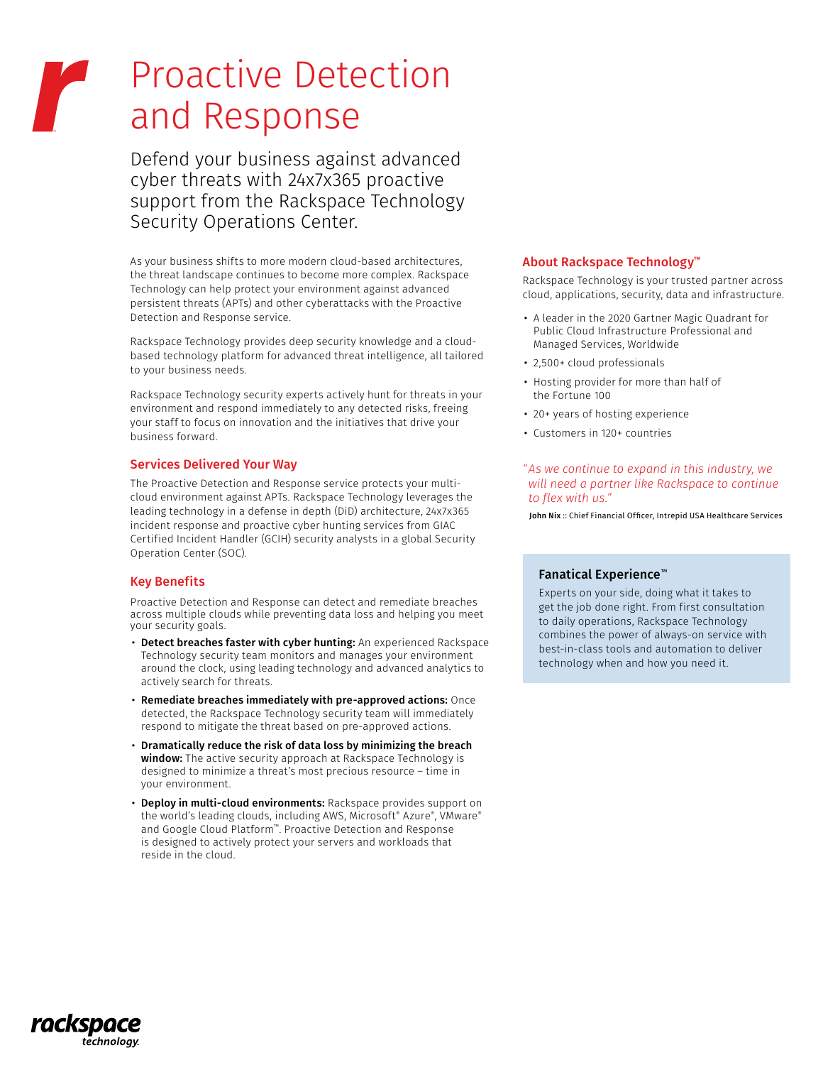# Proactive Detection and Response

## Defend your business against advanced cyber threats with 24x7x365 proactive support from the Rackspace Technology Security Operations Center.

As your business shifts to more modern cloud-based architectures, the threat landscape continues to become more complex. Rackspace Technology can help protect your environment against advanced persistent threats (APTs) and other cyberattacks with the Proactive Detection and Response service.

Rackspace Technology provides deep security knowledge and a cloud-based technology platform for advanced threat intelligence, all tailored to your business needs.

Rackspace Technology security experts actively hunt for threats in your environment and respond immediately to any detected risks, freeing your staff to focus on innovation and the initiatives that drive your business forward.

### Services Delivered Your Way

The Proactive Detection and Response service protects your multi-cloud environment against APTs. Rackspace Technology leverages the leading technology in a defense in depth (DiD) architecture, 24x7x365 incident response and proactive cyber hunting services from GIAC Certified Incident Handler (GCIH) security analysts in a global Security Operation Center (SOC).

### Key Benefits

Proactive Detection and Response can detect and remediate breaches across multiple clouds while preventing data loss and helping you meet your security goals.

- **Detect breaches faster with cyber hunting:** An experienced Rackspace Technology security team monitors and manages your environment around the clock, using leading technology and advanced analytics to actively search for threats.
- **Remediate breaches immediately with pre-approved actions:** Once detected, the Rackspace Technology security team will immediately respond to mitigate the threat based on pre-approved actions.
- **Dramatically reduce the risk of data loss by minimizing the breach window:** The active security approach at Rackspace Technology is designed to minimize a threat's most precious resource – time in your environment.
- **Deploy in multi-cloud environments:** Rackspace provides support on the world's leading clouds, including AWS, Microsoft® Azure®, VMware® and Google Cloud Platform™. Proactive Detection and Response is designed to actively protect your servers and workloads that reside in the cloud.

### About Rackspace Technology™

Rackspace Technology is your trusted partner across cloud, applications, security, data and infrastructure.

- A leader in the 2020 Gartner Magic Quadrant for Public Cloud Infrastructure Professional and Managed Services, Worldwide
- 2,500+ cloud professionals
- Hosting provider for more than half of the Fortune 100
- 20+ years of hosting experience
- Customers in 120+ countries

*"As we continue to expand in this industry, we will need a partner like Rackspace to continue to flex with us."*

**John Nix** :: Chief Financial Officer, Intrepid USA Healthcare Services

### Fanatical Experience™

Experts on your side, doing what it takes to get the job done right. From first consultation to daily operations, Rackspace Technology combines the power of always-on service with best-in-class tools and automation to deliver technology when and how you need it.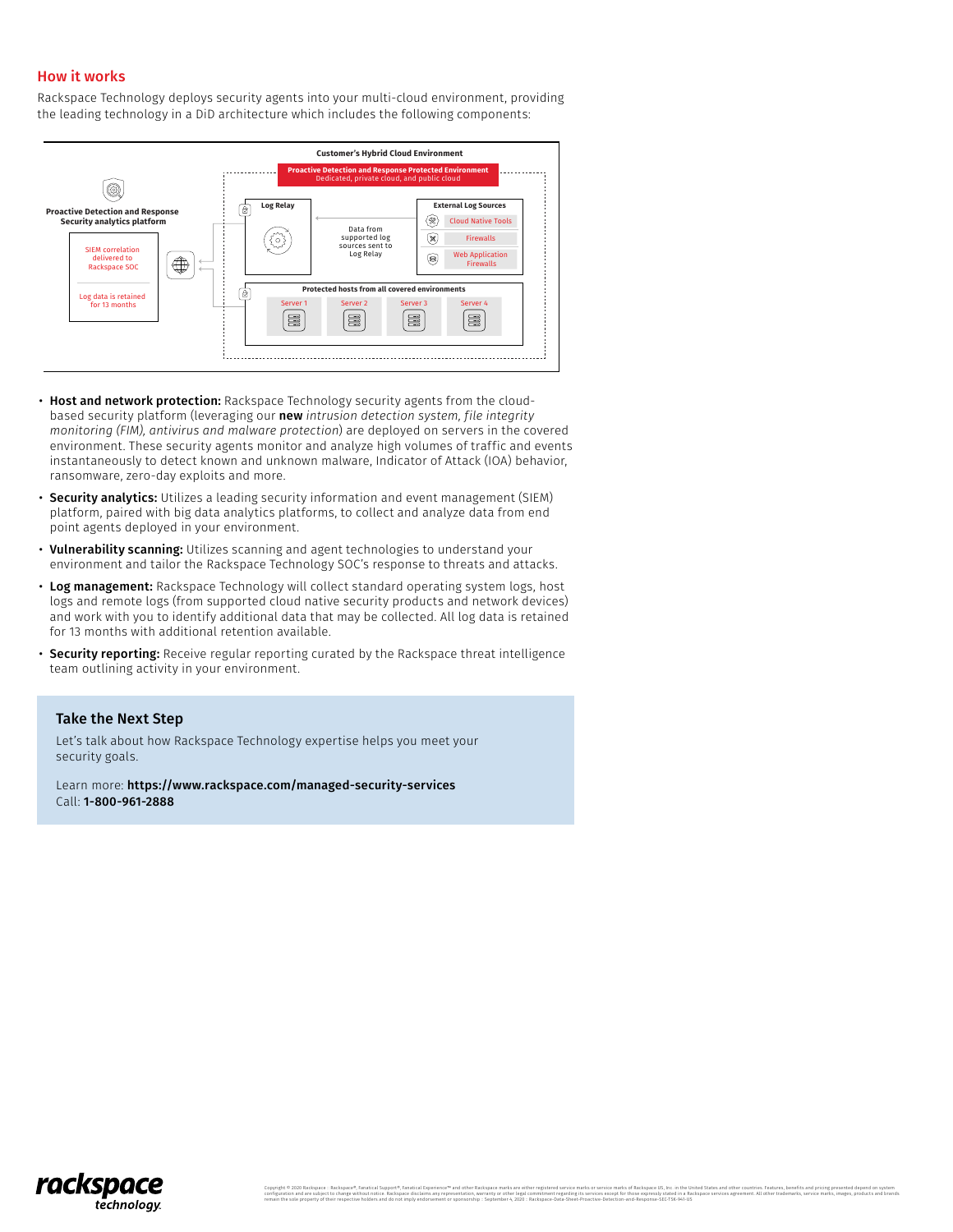## How it works

Rackspace Technology deploys security agents into your multi-cloud environment, providing the leading technology in a DiD architecture which includes the following components:

Customer's Hybrid Cloud Environment

Proactive Detection and Response Protected Environment
Dedicated, private cloud, and public cloud

Proactive Detection and Response Security analytics platform

SIEM correlation delivered to Rackspace SOC

Log data is retained for 13 months

Log Relay

Data from supported log sources sent to Log Relay

External Log Sources

Cloud Native Tools

Firewalls

Web Application Firewalls

Protected hosts from all covered environments

Server 1

Server 2

Server 3

Server 4

- **Host and network protection:** Rackspace Technology security agents from the cloud-based security platform (leveraging our **new** *intrusion detection system, file integrity monitoring (FIM), antivirus and malware protection*) are deployed on servers in the covered environment. These security agents monitor and analyze high volumes of traffic and events instantaneously to detect known and unknown malware, Indicator of Attack (IOA) behavior, ransomware, zero-day exploits and more.
- **Security analytics:** Utilizes a leading security information and event management (SIEM) platform, paired with big data analytics platforms, to collect and analyze data from end point agents deployed in your environment.
- **Vulnerability scanning:** Utilizes scanning and agent technologies to understand your environment and tailor the Rackspace Technology SOC's response to threats and attacks.
- **Log management:** Rackspace Technology will collect standard operating system logs, host logs and remote logs (from supported cloud native security products and network devices) and work with you to identify additional data that may be collected. All log data is retained for 13 months with additional retention available.
- **Security reporting:** Receive regular reporting curated by the Rackspace threat intelligence team outlining activity in your environment.

### Take the Next Step

Let's talk about how Rackspace Technology expertise helps you meet your security goals.

Learn more: **https://www.rackspace.com/managed-security-services**
Call: **1-800-961-2888**

rackspace technology.

Copyright © 2020 Rackspace :: Rackspace®, Fanatical Support®, Fanatical Experience™ and other Rackspace marks are either registered service marks or service marks of Rackspace US, Inc. in the United States and other countries. Features, benefits and pricing presented depend on system configuration and are subject to change without notice. Rackspace disclaims any representation, warranty or other legal commitment regarding its services except for those expressly stated in a Rackspace services agreement. All other trademarks, service marks, images, products and brands remain the sole property of their respective holders and do not imply endorsement or sponsorship. :: September 4, 2020 :: Rackspace-Data-Sheet-Proactive-Detection-and-Response-SEC-TSK-941-US